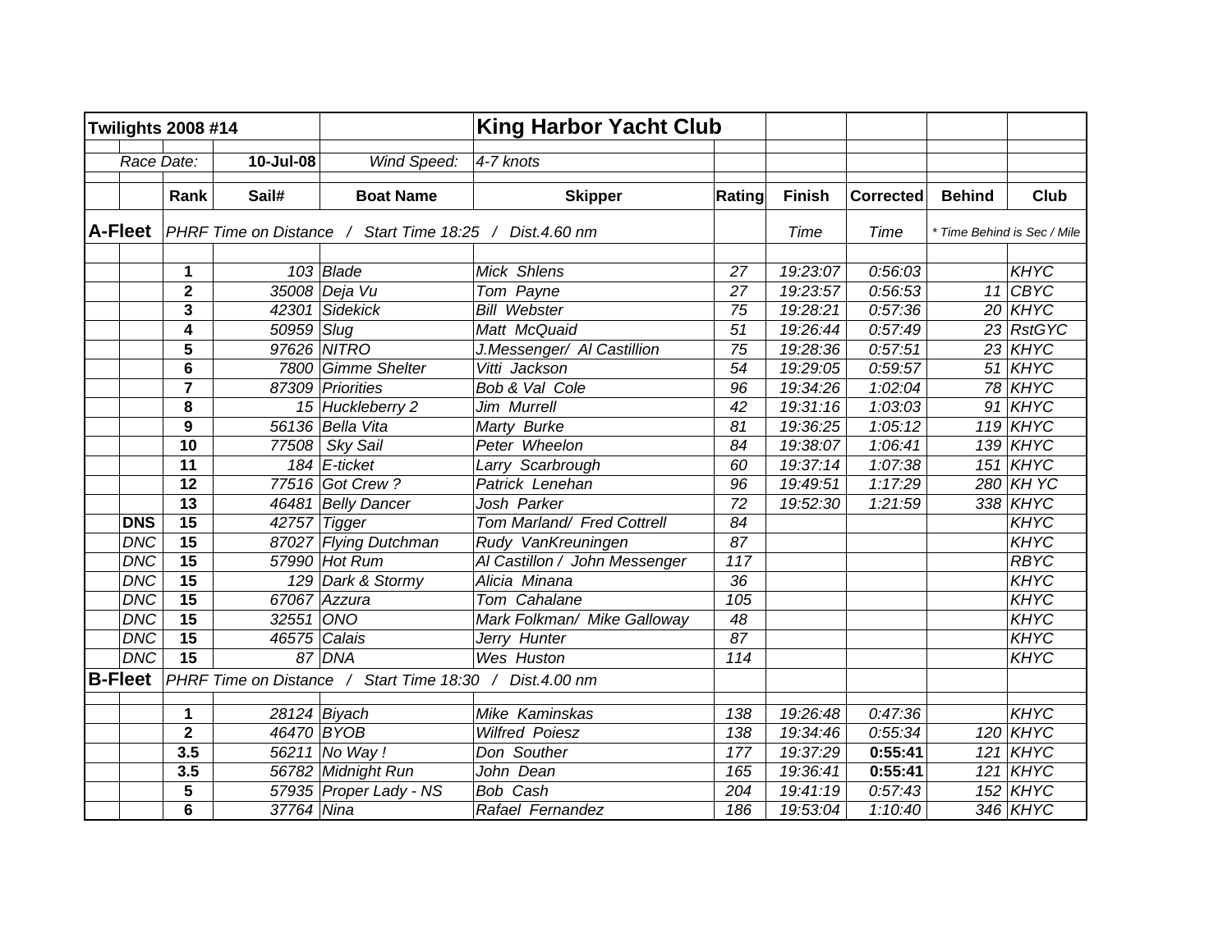| Twilights 2008 #14 | | | | | King Harbor Yacht Club | | | | | |
|---|---|---|---|---|---|---|---|---|---|---|
| | *Race Date:* | | **10-Jul-08** | *Wind Speed:* | *4-7 knots* | | | | | |
| | | **Rank** | **Sail#** | **Boat Name** | **Skipper** | **Rating** | **Finish** | **Corrected** | **Behind** | **Club** |
| **A-Fleet** | | *PHRF Time on Distance / Start Time 18:25 / Dist.4.60 nm* | | | | | *Time* | *Time* | *\* Time Behind is Sec / Mile* | |
| | | **1** | *103* | *Blade* | *Mick Shlens* | *27* | *19:23:07* | *0:56:03* | | *KHYC* |
| | | **2** | *35008* | *Deja Vu* | *Tom Payne* | *27* | *19:23:57* | *0:56:53* | *11* | *CBYC* |
| | | **3** | *42301* | *Sidekick* | *Bill Webster* | *75* | *19:28:21* | *0:57:36* | *20* | *KHYC* |
| | | **4** | *50959* | *Slug* | *Matt McQuaid* | *51* | *19:26:44* | *0:57:49* | *23* | *RstGYC* |
| | | **5** | *97626* | *NITRO* | *J.Messenger/ Al Castillion* | *75* | *19:28:36* | *0:57:51* | *23* | *KHYC* |
| | | **6** | *7800* | *Gimme Shelter* | *Vitti Jackson* | *54* | *19:29:05* | *0:59:57* | *51* | *KHYC* |
| | | **7** | *87309* | *Priorities* | *Bob & Val Cole* | *96* | *19:34:26* | *1:02:04* | *78* | *KHYC* |
| | | **8** | *15* | *Huckleberry 2* | *Jim Murrell* | *42* | *19:31:16* | *1:03:03* | *91* | *KHYC* |
| | | **9** | *56136* | *Bella Vita* | *Marty Burke* | *81* | *19:36:25* | *1:05:12* | *119* | *KHYC* |
| | | **10** | *77508* | *Sky Sail* | *Peter Wheelon* | *84* | *19:38:07* | *1:06:41* | *139* | *KHYC* |
| | | **11** | *184* | *E-ticket* | *Larry Scarbrough* | *60* | *19:37:14* | *1:07:38* | *151* | *KHYC* |
| | | **12** | *77516* | *Got Crew ?* | *Patrick Lenehan* | *96* | *19:49:51* | *1:17:29* | *280* | *KH YC* |
| | | **13** | *46481* | *Belly Dancer* | *Josh Parker* | *72* | *19:52:30* | *1:21:59* | *338* | *KHYC* |
| | **DNS** | **15** | *42757* | *Tigger* | *Tom Marland/ Fred Cottrell* | *84* | | | | *KHYC* |
| | *DNC* | **15** | *87027* | *Flying Dutchman* | *Rudy VanKreuningen* | *87* | | | | *KHYC* |
| | *DNC* | **15** | *57990* | *Hot Rum* | *Al Castillon / John Messenger* | *117* | | | | *RBYC* |
| | *DNC* | **15** | *129* | *Dark & Stormy* | *Alicia Minana* | *36* | | | | *KHYC* |
| | *DNC* | **15** | *67067* | *Azzura* | *Tom Cahalane* | *105* | | | | *KHYC* |
| | *DNC* | **15** | *32551* | *ONO* | *Mark Folkman/ Mike Galloway* | *48* | | | | *KHYC* |
| | *DNC* | **15** | *46575* | *Calais* | *Jerry Hunter* | *87* | | | | *KHYC* |
| | *DNC* | **15** | *87* | *DNA* | *Wes Huston* | *114* | | | | *KHYC* |
| **B-Fleet** | | *PHRF Time on Distance / Start Time 18:30 / Dist.4.00 nm* | | | | | | | | |
| | | **1** | *28124* | *Biyach* | *Mike Kaminskas* | *138* | *19:26:48* | *0:47:36* | | *KHYC* |
| | | **2** | *46470* | *BYOB* | *Wilfred Poiesz* | *138* | *19:34:46* | *0:55:34* | *120* | *KHYC* |
| | | **3.5** | *56211* | *No Way !* | *Don Souther* | *177* | *19:37:29* | **0:55:41** | *121* | *KHYC* |
| | | **3.5** | *56782* | *Midnight Run* | *John Dean* | *165* | *19:36:41* | **0:55:41** | *121* | *KHYC* |
| | | **5** | *57935* | *Proper Lady - NS* | *Bob Cash* | *204* | *19:41:19* | *0:57:43* | *152* | *KHYC* |
| | | **6** | *37764* | *Nina* | *Rafael Fernandez* | *186* | *19:53:04* | *1:10:40* | *346* | *KHYC* |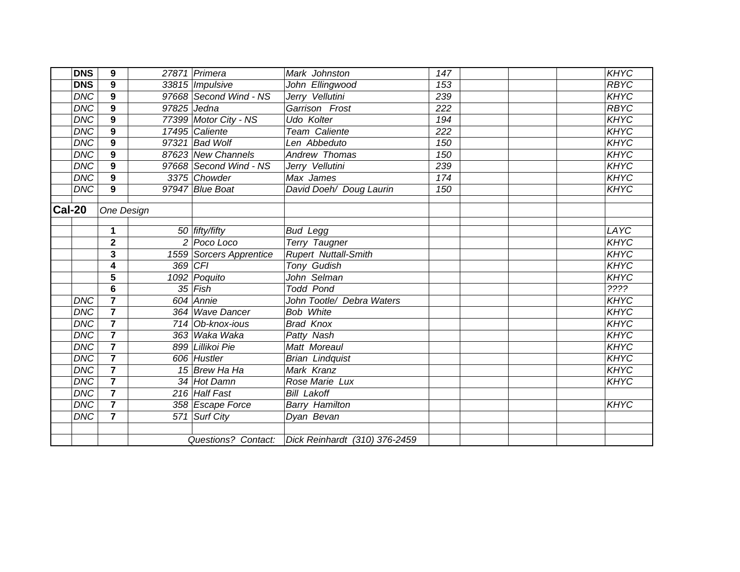| | | | | | | | | | | |
|---|---|---|---|---|---|---|---|---|---|---|
| | **DNS** | **9** | *27871* | *Primera* | *Mark Johnston* | *147* | | | | *KHYC* |
| | **DNS** | **9** | *33815* | *Impulsive* | *John Ellingwood* | *153* | | | | *RBYC* |
| | *DNC* | **9** | *97668* | *Second Wind - NS* | *Jerry Vellutini* | *239* | | | | *KHYC* |
| | *DNC* | **9** | *97825* | *Jedna* | *Garrison Frost* | *222* | | | | *RBYC* |
| | *DNC* | **9** | *77399* | *Motor City - NS* | *Udo Kolter* | *194* | | | | *KHYC* |
| | *DNC* | **9** | *17495* | *Caliente* | *Team Caliente* | *222* | | | | *KHYC* |
| | *DNC* | **9** | *97321* | *Bad Wolf* | *Len Abbeduto* | *150* | | | | *KHYC* |
| | *DNC* | **9** | *87623* | *New Channels* | *Andrew Thomas* | *150* | | | | *KHYC* |
| | *DNC* | **9** | *97668* | *Second Wind - NS* | *Jerry Vellutini* | *239* | | | | *KHYC* |
| | *DNC* | **9** | *3375* | *Chowder* | *Max James* | *174* | | | | *KHYC* |
| | *DNC* | **9** | *97947* | *Blue Boat* | *David Doeh/ Doug Laurin* | *150* | | | | *KHYC* |
| | | | | | | | | | | |
| **Cal-20** | | *One Design* | | | | | | | | |
| | | | | | | | | | | |
| | | **1** | *50* | *fifty/fifty* | *Bud Legg* | | | | | *LAYC* |
| | | **2** | *2* | *Poco Loco* | *Terry Taugner* | | | | | *KHYC* |
| | | **3** | *1559* | *Sorcers Apprentice* | *Rupert Nuttall-Smith* | | | | | *KHYC* |
| | | **4** | *369* | *CFI* | *Tony Gudish* | | | | | *KHYC* |
| | | **5** | *1092* | *Poquito* | *John Selman* | | | | | *KHYC* |
| | | **6** | *35* | *Fish* | *Todd Pond* | | | | | *????* |
| | *DNC* | **7** | *604* | *Annie* | *John Tootle/ Debra Waters* | | | | | *KHYC* |
| | *DNC* | **7** | *364* | *Wave Dancer* | *Bob White* | | | | | *KHYC* |
| | *DNC* | **7** | *714* | *Ob-knox-ious* | *Brad Knox* | | | | | *KHYC* |
| | *DNC* | **7** | *363* | *Waka Waka* | *Patty Nash* | | | | | *KHYC* |
| | *DNC* | **7** | *899* | *Lillikoi Pie* | *Matt Moreaul* | | | | | *KHYC* |
| | *DNC* | **7** | *606* | *Hustler* | *Brian Lindquist* | | | | | *KHYC* |
| | *DNC* | **7** | *15* | *Brew Ha Ha* | *Mark Kranz* | | | | | *KHYC* |
| | *DNC* | **7** | *34* | *Hot Damn* | *Rose Marie Lux* | | | | | *KHYC* |
| | *DNC* | **7** | *216* | *Half Fast* | *Bill Lakoff* | | | | | |
| | *DNC* | **7** | *358* | *Escape Force* | *Barry Hamilton* | | | | | *KHYC* |
| | *DNC* | **7** | *571* | *Surf City* | *Dyan Bevan* | | | | | |
| | | | | | | | | | | |
| | | | | *Questions? Contact:* | *Dick Reinhardt (310) 376-2459* | | | | | |